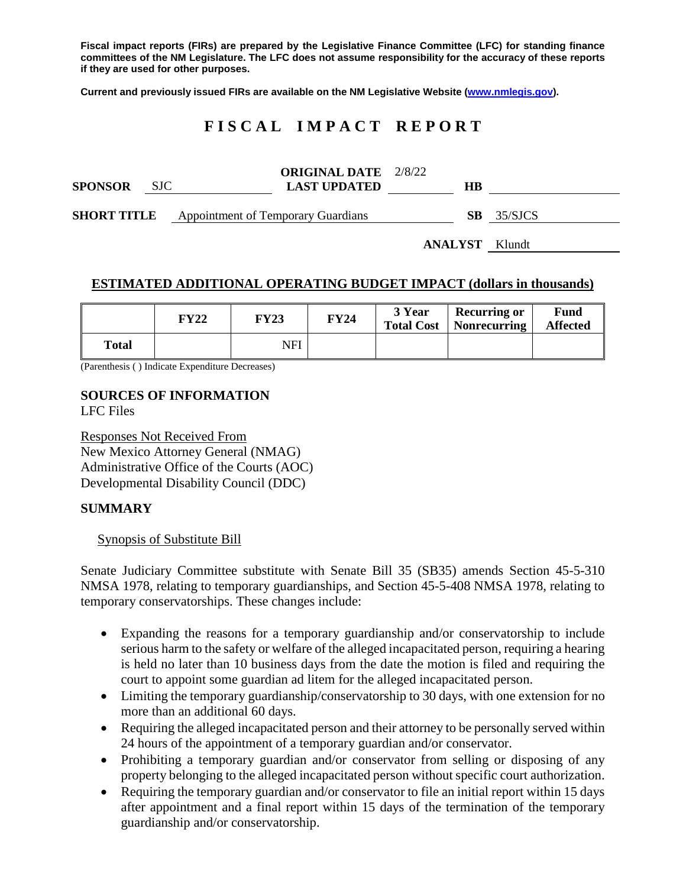**Fiscal impact reports (FIRs) are prepared by the Legislative Finance Committee (LFC) for standing finance committees of the NM Legislature. The LFC does not assume responsibility for the accuracy of these reports if they are used for other purposes.**

**Current and previously issued FIRs are available on the NM Legislative Website (www.nmlegis.gov).**

# FISCAL IMPACT REPORT

| | | | | | |
|---|---|---|---|---|---|
| **SPONSOR** | SJC | **ORIGINAL DATE** / **LAST UPDATED** | 2/8/22 | **HB** | |
| **SHORT TITLE** | Appointment of Temporary Guardians | | | **SB** | 35/SJCS |
| | | | | **ANALYST** | Klundt |

## ESTIMATED ADDITIONAL OPERATING BUDGET IMPACT (dollars in thousands)

| | FY22 | FY23 | FY24 | 3 Year Total Cost | Recurring or Nonrecurring | Fund Affected |
|---|---|---|---|---|---|---|
| **Total** | | NFI | | | | |

(Parenthesis ( ) Indicate Expenditure Decreases)

## SOURCES OF INFORMATION

LFC Files

Responses Not Received From
New Mexico Attorney General (NMAG)
Administrative Office of the Courts (AOC)
Developmental Disability Council (DDC)

## SUMMARY

Synopsis of Substitute Bill

Senate Judiciary Committee substitute with Senate Bill 35 (SB35) amends Section 45-5-310 NMSA 1978, relating to temporary guardianships, and Section 45-5-408 NMSA 1978, relating to temporary conservatorships. These changes include:

- Expanding the reasons for a temporary guardianship and/or conservatorship to include serious harm to the safety or welfare of the alleged incapacitated person, requiring a hearing is held no later than 10 business days from the date the motion is filed and requiring the court to appoint some guardian ad litem for the alleged incapacitated person.
- Limiting the temporary guardianship/conservatorship to 30 days, with one extension for no more than an additional 60 days.
- Requiring the alleged incapacitated person and their attorney to be personally served within 24 hours of the appointment of a temporary guardian and/or conservator.
- Prohibiting a temporary guardian and/or conservator from selling or disposing of any property belonging to the alleged incapacitated person without specific court authorization.
- Requiring the temporary guardian and/or conservator to file an initial report within 15 days after appointment and a final report within 15 days of the termination of the temporary guardianship and/or conservatorship.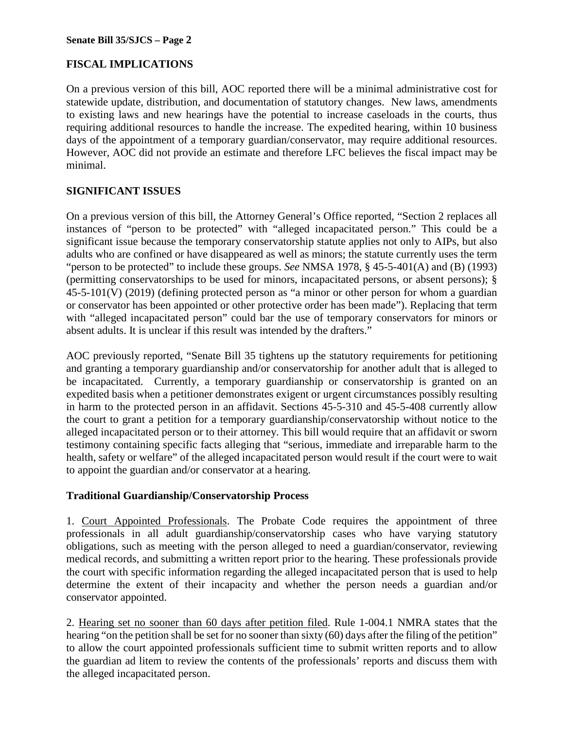## FISCAL IMPLICATIONS

On a previous version of this bill, AOC reported there will be a minimal administrative cost for statewide update, distribution, and documentation of statutory changes. New laws, amendments to existing laws and new hearings have the potential to increase caseloads in the courts, thus requiring additional resources to handle the increase. The expedited hearing, within 10 business days of the appointment of a temporary guardian/conservator, may require additional resources. However, AOC did not provide an estimate and therefore LFC believes the fiscal impact may be minimal.

## SIGNIFICANT ISSUES

On a previous version of this bill, the Attorney General's Office reported, "Section 2 replaces all instances of "person to be protected" with "alleged incapacitated person." This could be a significant issue because the temporary conservatorship statute applies not only to AIPs, but also adults who are confined or have disappeared as well as minors; the statute currently uses the term "person to be protected" to include these groups. *See* NMSA 1978, § 45-5-401(A) and (B) (1993) (permitting conservatorships to be used for minors, incapacitated persons, or absent persons); § 45-5-101(V) (2019) (defining protected person as "a minor or other person for whom a guardian or conservator has been appointed or other protective order has been made"). Replacing that term with "alleged incapacitated person" could bar the use of temporary conservators for minors or absent adults. It is unclear if this result was intended by the drafters."

AOC previously reported, "Senate Bill 35 tightens up the statutory requirements for petitioning and granting a temporary guardianship and/or conservatorship for another adult that is alleged to be incapacitated. Currently, a temporary guardianship or conservatorship is granted on an expedited basis when a petitioner demonstrates exigent or urgent circumstances possibly resulting in harm to the protected person in an affidavit. Sections 45-5-310 and 45-5-408 currently allow the court to grant a petition for a temporary guardianship/conservatorship without notice to the alleged incapacitated person or to their attorney. This bill would require that an affidavit or sworn testimony containing specific facts alleging that "serious, immediate and irreparable harm to the health, safety or welfare" of the alleged incapacitated person would result if the court were to wait to appoint the guardian and/or conservator at a hearing.

### Traditional Guardianship/Conservatorship Process

1. Court Appointed Professionals. The Probate Code requires the appointment of three professionals in all adult guardianship/conservatorship cases who have varying statutory obligations, such as meeting with the person alleged to need a guardian/conservator, reviewing medical records, and submitting a written report prior to the hearing. These professionals provide the court with specific information regarding the alleged incapacitated person that is used to help determine the extent of their incapacity and whether the person needs a guardian and/or conservator appointed.

2. Hearing set no sooner than 60 days after petition filed. Rule 1-004.1 NMRA states that the hearing "on the petition shall be set for no sooner than sixty (60) days after the filing of the petition" to allow the court appointed professionals sufficient time to submit written reports and to allow the guardian ad litem to review the contents of the professionals' reports and discuss them with the alleged incapacitated person.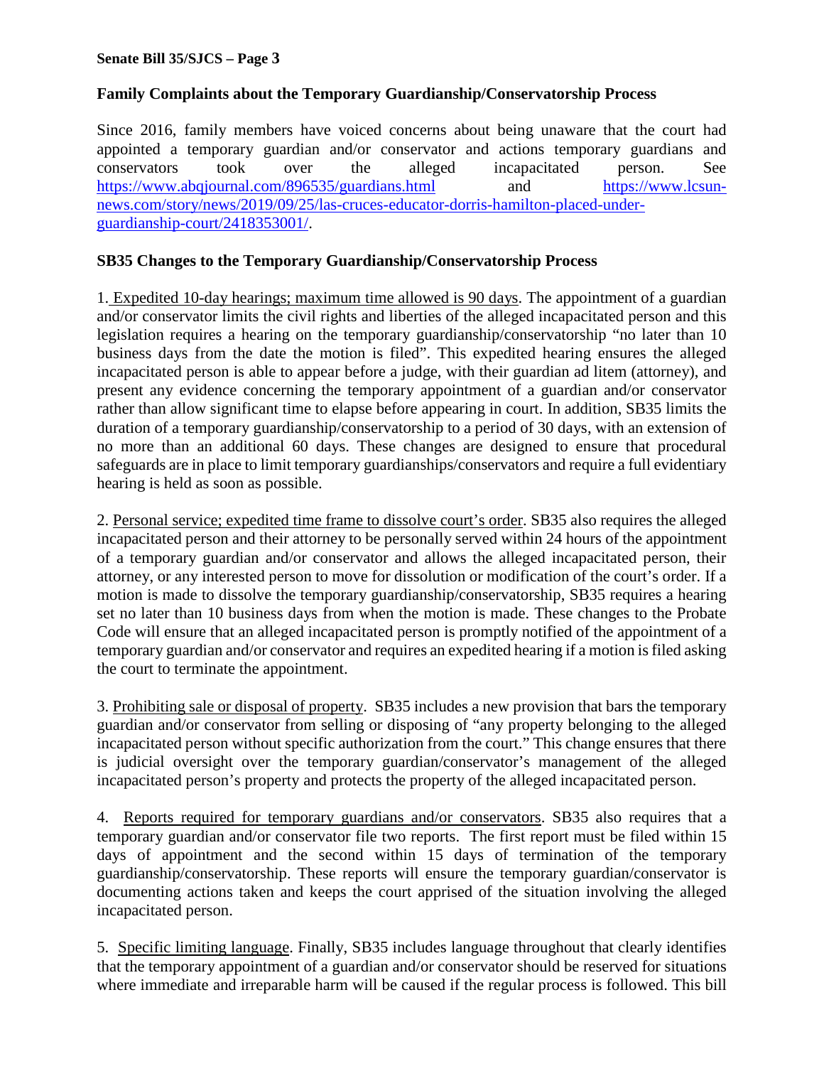**Family Complaints about the Temporary Guardianship/Conservatorship Process**

Since 2016, family members have voiced concerns about being unaware that the court had appointed a temporary guardian and/or conservator and actions temporary guardians and conservators took over the alleged incapacitated person. See https://www.abqjournal.com/896535/guardians.html and https://www.lcsun-news.com/story/news/2019/09/25/las-cruces-educator-dorris-hamilton-placed-under-guardianship-court/2418353001/.

**SB35 Changes to the Temporary Guardianship/Conservatorship Process**

1. Expedited 10-day hearings; maximum time allowed is 90 days. The appointment of a guardian and/or conservator limits the civil rights and liberties of the alleged incapacitated person and this legislation requires a hearing on the temporary guardianship/conservatorship "no later than 10 business days from the date the motion is filed". This expedited hearing ensures the alleged incapacitated person is able to appear before a judge, with their guardian ad litem (attorney), and present any evidence concerning the temporary appointment of a guardian and/or conservator rather than allow significant time to elapse before appearing in court. In addition, SB35 limits the duration of a temporary guardianship/conservatorship to a period of 30 days, with an extension of no more than an additional 60 days. These changes are designed to ensure that procedural safeguards are in place to limit temporary guardianships/conservators and require a full evidentiary hearing is held as soon as possible.

2. Personal service; expedited time frame to dissolve court's order. SB35 also requires the alleged incapacitated person and their attorney to be personally served within 24 hours of the appointment of a temporary guardian and/or conservator and allows the alleged incapacitated person, their attorney, or any interested person to move for dissolution or modification of the court's order. If a motion is made to dissolve the temporary guardianship/conservatorship, SB35 requires a hearing set no later than 10 business days from when the motion is made. These changes to the Probate Code will ensure that an alleged incapacitated person is promptly notified of the appointment of a temporary guardian and/or conservator and requires an expedited hearing if a motion is filed asking the court to terminate the appointment.

3. Prohibiting sale or disposal of property. SB35 includes a new provision that bars the temporary guardian and/or conservator from selling or disposing of "any property belonging to the alleged incapacitated person without specific authorization from the court." This change ensures that there is judicial oversight over the temporary guardian/conservator's management of the alleged incapacitated person's property and protects the property of the alleged incapacitated person.

4. Reports required for temporary guardians and/or conservators. SB35 also requires that a temporary guardian and/or conservator file two reports. The first report must be filed within 15 days of appointment and the second within 15 days of termination of the temporary guardianship/conservatorship. These reports will ensure the temporary guardian/conservator is documenting actions taken and keeps the court apprised of the situation involving the alleged incapacitated person.

5. Specific limiting language. Finally, SB35 includes language throughout that clearly identifies that the temporary appointment of a guardian and/or conservator should be reserved for situations where immediate and irreparable harm will be caused if the regular process is followed. This bill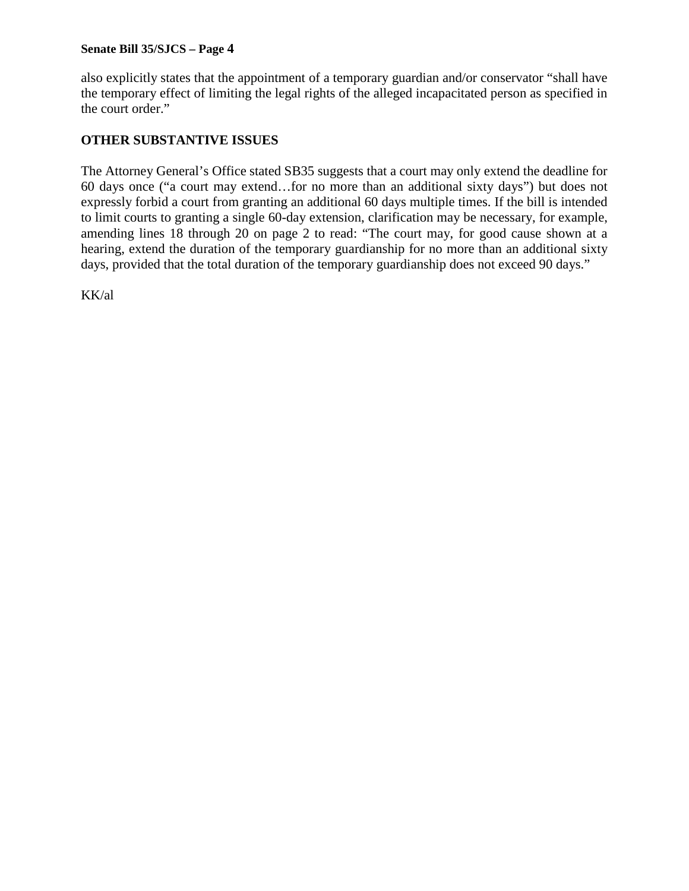also explicitly states that the appointment of a temporary guardian and/or conservator "shall have the temporary effect of limiting the legal rights of the alleged incapacitated person as specified in the court order."

**OTHER SUBSTANTIVE ISSUES**

The Attorney General's Office stated SB35 suggests that a court may only extend the deadline for 60 days once ("a court may extend…for no more than an additional sixty days") but does not expressly forbid a court from granting an additional 60 days multiple times. If the bill is intended to limit courts to granting a single 60-day extension, clarification may be necessary, for example, amending lines 18 through 20 on page 2 to read: "The court may, for good cause shown at a hearing, extend the duration of the temporary guardianship for no more than an additional sixty days, provided that the total duration of the temporary guardianship does not exceed 90 days."

KK/al